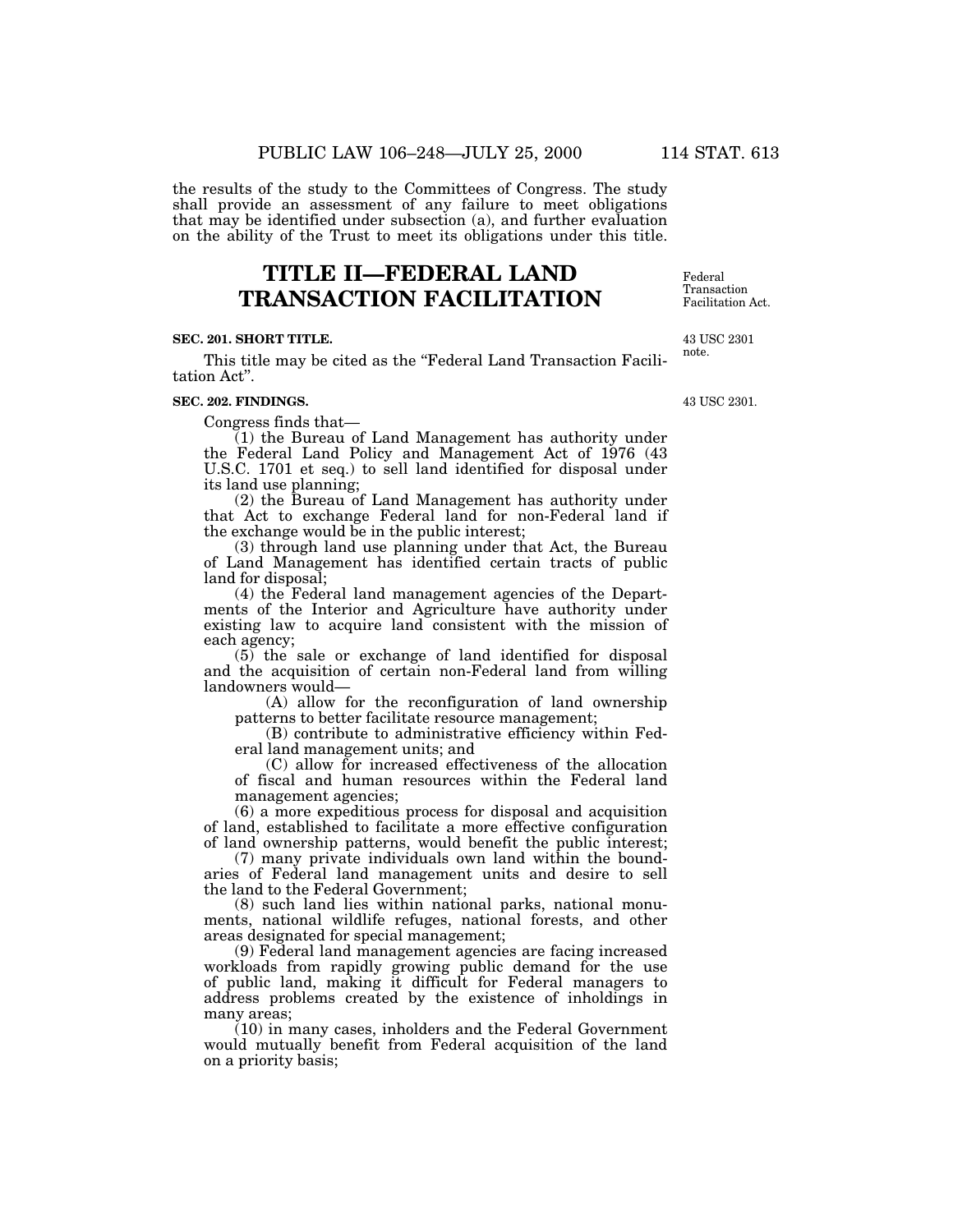the results of the study to the Committees of Congress. The study shall provide an assessment of any failure to meet obligations that may be identified under subsection (a), and further evaluation on the ability of the Trust to meet its obligations under this title.

# TITLE II—FEDERAL LAND TRANSACTION FACILITATION

Federal Transaction Facilitation Act.

**SEC. 201. SHORT TITLE.**

43 USC 2301 note.

This title may be cited as the "Federal Land Transaction Facilitation Act".

**SEC. 202. FINDINGS.**

43 USC 2301.

Congress finds that—

(1) the Bureau of Land Management has authority under the Federal Land Policy and Management Act of 1976 (43 U.S.C. 1701 et seq.) to sell land identified for disposal under its land use planning;

(2) the Bureau of Land Management has authority under that Act to exchange Federal land for non-Federal land if the exchange would be in the public interest;

(3) through land use planning under that Act, the Bureau of Land Management has identified certain tracts of public land for disposal;

(4) the Federal land management agencies of the Departments of the Interior and Agriculture have authority under existing law to acquire land consistent with the mission of each agency;

(5) the sale or exchange of land identified for disposal and the acquisition of certain non-Federal land from willing landowners would—

(A) allow for the reconfiguration of land ownership patterns to better facilitate resource management;

(B) contribute to administrative efficiency within Federal land management units; and

(C) allow for increased effectiveness of the allocation of fiscal and human resources within the Federal land management agencies;

(6) a more expeditious process for disposal and acquisition of land, established to facilitate a more effective configuration of land ownership patterns, would benefit the public interest;

(7) many private individuals own land within the boundaries of Federal land management units and desire to sell the land to the Federal Government;

(8) such land lies within national parks, national monuments, national wildlife refuges, national forests, and other areas designated for special management;

(9) Federal land management agencies are facing increased workloads from rapidly growing public demand for the use of public land, making it difficult for Federal managers to address problems created by the existence of inholdings in many areas;

(10) in many cases, inholders and the Federal Government would mutually benefit from Federal acquisition of the land on a priority basis;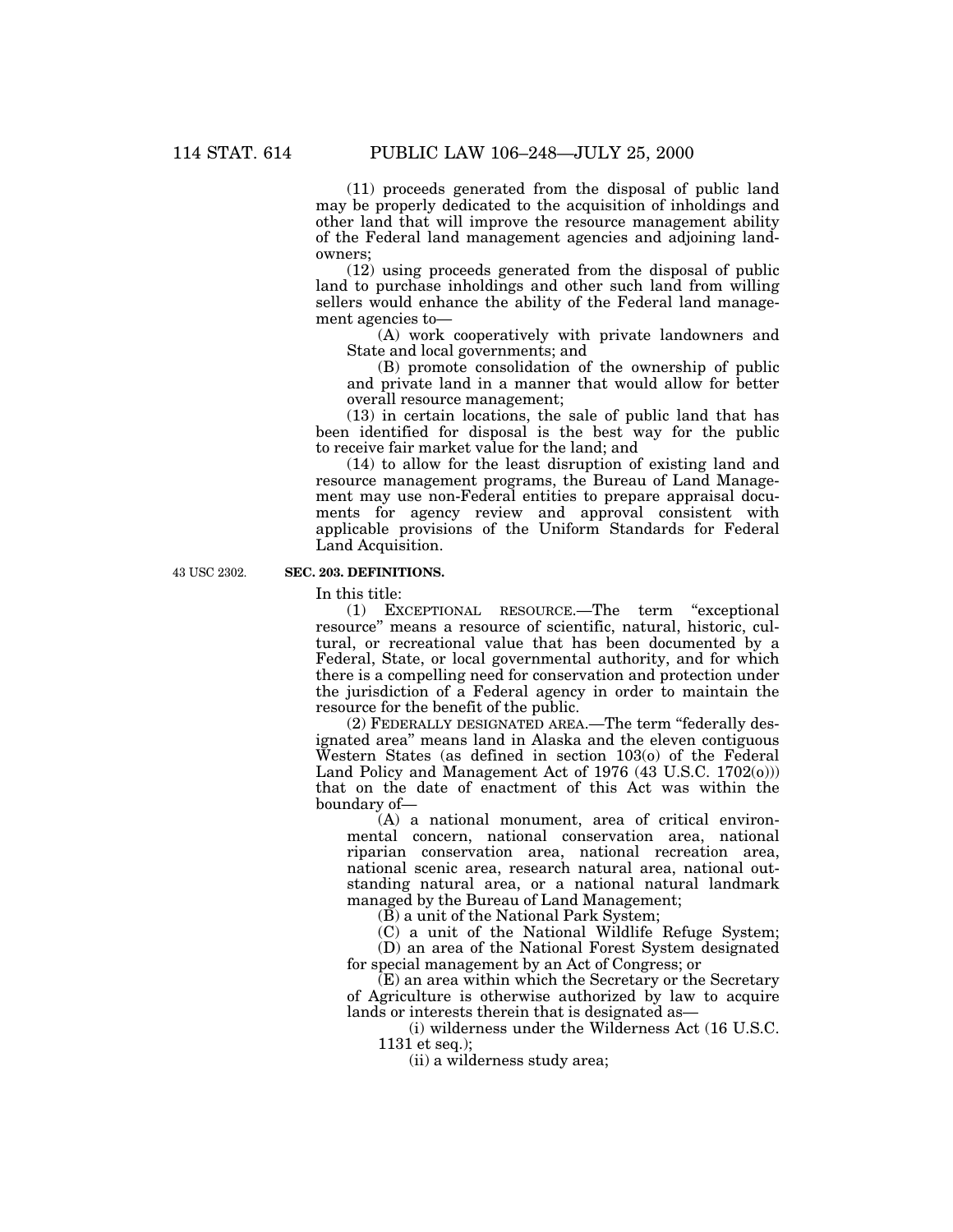(11) proceeds generated from the disposal of public land may be properly dedicated to the acquisition of inholdings and other land that will improve the resource management ability of the Federal land management agencies and adjoining landowners;

(12) using proceeds generated from the disposal of public land to purchase inholdings and other such land from willing sellers would enhance the ability of the Federal land management agencies to—

(A) work cooperatively with private landowners and State and local governments; and

(B) promote consolidation of the ownership of public and private land in a manner that would allow for better overall resource management;

(13) in certain locations, the sale of public land that has been identified for disposal is the best way for the public to receive fair market value for the land; and

(14) to allow for the least disruption of existing land and resource management programs, the Bureau of Land Management may use non-Federal entities to prepare appraisal documents for agency review and approval consistent with applicable provisions of the Uniform Standards for Federal Land Acquisition.

43 USC 2302.

**SEC. 203. DEFINITIONS.**

In this title:

(1) EXCEPTIONAL RESOURCE.—The term "exceptional resource" means a resource of scientific, natural, historic, cultural, or recreational value that has been documented by a Federal, State, or local governmental authority, and for which there is a compelling need for conservation and protection under the jurisdiction of a Federal agency in order to maintain the resource for the benefit of the public.

(2) FEDERALLY DESIGNATED AREA.—The term "federally designated area" means land in Alaska and the eleven contiguous Western States (as defined in section 103(o) of the Federal Land Policy and Management Act of 1976 (43 U.S.C. 1702(o))) that on the date of enactment of this Act was within the boundary of—

(A) a national monument, area of critical environmental concern, national conservation area, national riparian conservation area, national recreation area, national scenic area, research natural area, national outstanding natural area, or a national natural landmark managed by the Bureau of Land Management;

(B) a unit of the National Park System;

(C) a unit of the National Wildlife Refuge System;

(D) an area of the National Forest System designated for special management by an Act of Congress; or

(E) an area within which the Secretary or the Secretary of Agriculture is otherwise authorized by law to acquire lands or interests therein that is designated as—

(i) wilderness under the Wilderness Act (16 U.S.C. 1131 et seq.);

(ii) a wilderness study area;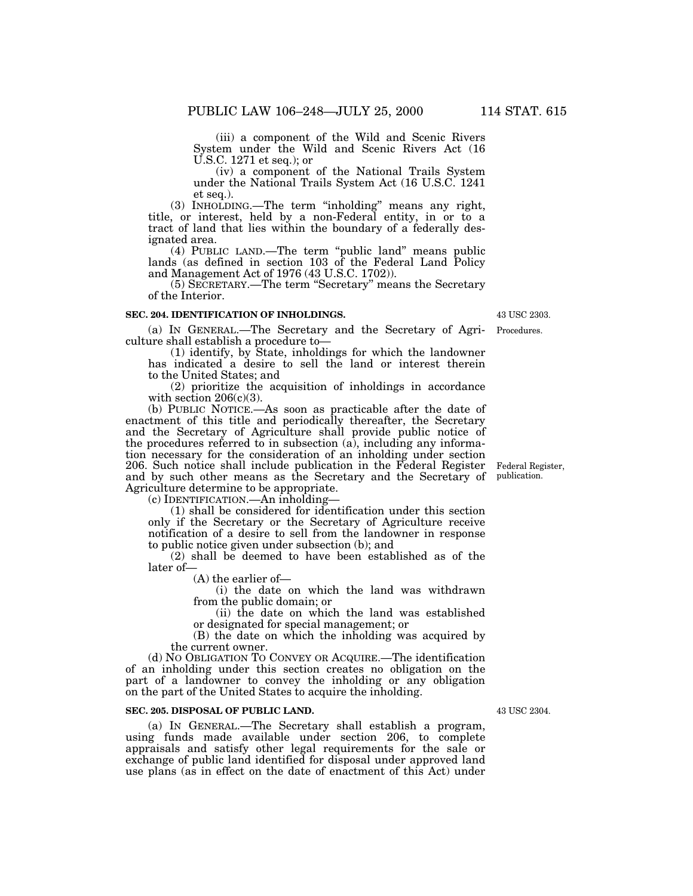(iii) a component of the Wild and Scenic Rivers System under the Wild and Scenic Rivers Act (16 U.S.C. 1271 et seq.); or

(iv) a component of the National Trails System under the National Trails System Act (16 U.S.C. 1241 et seq.).

(3) INHOLDING.—The term "inholding" means any right, title, or interest, held by a non-Federal entity, in or to a tract of land that lies within the boundary of a federally designated area.

(4) PUBLIC LAND.—The term "public land" means public lands (as defined in section 103 of the Federal Land Policy and Management Act of 1976 (43 U.S.C. 1702)).

(5) SECRETARY.—The term "Secretary" means the Secretary of the Interior.

**SEC. 204. IDENTIFICATION OF INHOLDINGS.**

43 USC 2303.

(a) IN GENERAL.—The Secretary and the Secretary of Agriculture shall establish a procedure to—

Procedures.

(1) identify, by State, inholdings for which the landowner has indicated a desire to sell the land or interest therein to the United States; and

(2) prioritize the acquisition of inholdings in accordance with section 206(c)(3).

(b) PUBLIC NOTICE.—As soon as practicable after the date of enactment of this title and periodically thereafter, the Secretary and the Secretary of Agriculture shall provide public notice of the procedures referred to in subsection (a), including any information necessary for the consideration of an inholding under section 206. Such notice shall include publication in the Federal Register and by such other means as the Secretary and the Secretary of Agriculture determine to be appropriate.

Federal Register, publication.

(c) IDENTIFICATION.—An inholding—

(1) shall be considered for identification under this section only if the Secretary or the Secretary of Agriculture receive notification of a desire to sell from the landowner in response to public notice given under subsection (b); and

(2) shall be deemed to have been established as of the later of—

(A) the earlier of—

(i) the date on which the land was withdrawn from the public domain; or

(ii) the date on which the land was established or designated for special management; or

(B) the date on which the inholding was acquired by the current owner.

(d) NO OBLIGATION TO CONVEY OR ACQUIRE.—The identification of an inholding under this section creates no obligation on the part of a landowner to convey the inholding or any obligation on the part of the United States to acquire the inholding.

**SEC. 205. DISPOSAL OF PUBLIC LAND.**

43 USC 2304.

(a) IN GENERAL.—The Secretary shall establish a program, using funds made available under section 206, to complete appraisals and satisfy other legal requirements for the sale or exchange of public land identified for disposal under approved land use plans (as in effect on the date of enactment of this Act) under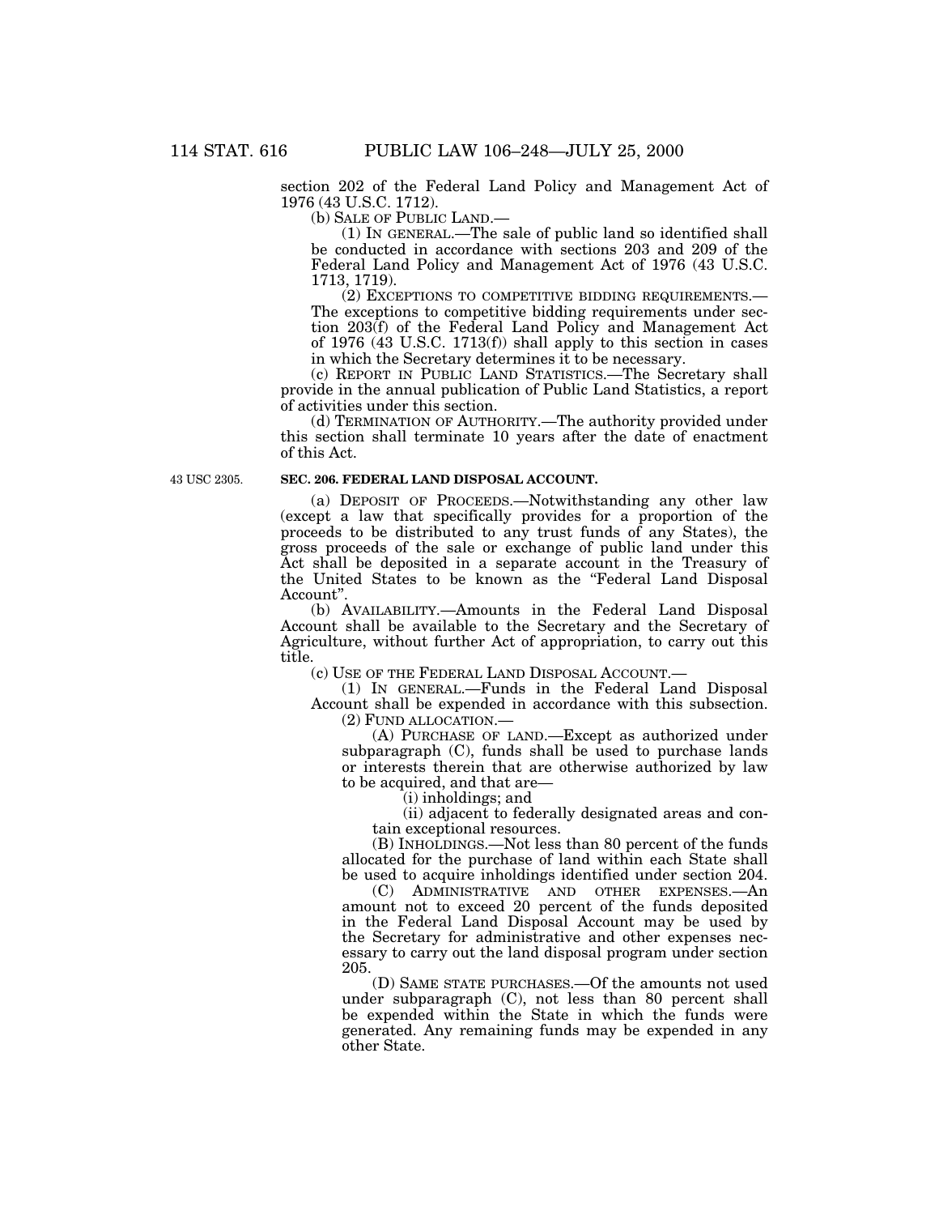section 202 of the Federal Land Policy and Management Act of 1976 (43 U.S.C. 1712).

(b) SALE OF PUBLIC LAND.—

(1) IN GENERAL.—The sale of public land so identified shall be conducted in accordance with sections 203 and 209 of the Federal Land Policy and Management Act of 1976 (43 U.S.C. 1713, 1719).

(2) EXCEPTIONS TO COMPETITIVE BIDDING REQUIREMENTS.—The exceptions to competitive bidding requirements under section 203(f) of the Federal Land Policy and Management Act of 1976 (43 U.S.C. 1713(f)) shall apply to this section in cases in which the Secretary determines it to be necessary.

(c) REPORT IN PUBLIC LAND STATISTICS.—The Secretary shall provide in the annual publication of Public Land Statistics, a report of activities under this section.

(d) TERMINATION OF AUTHORITY.—The authority provided under this section shall terminate 10 years after the date of enactment of this Act.

43 USC 2305.

**SEC. 206. FEDERAL LAND DISPOSAL ACCOUNT.**

(a) DEPOSIT OF PROCEEDS.—Notwithstanding any other law (except a law that specifically provides for a proportion of the proceeds to be distributed to any trust funds of any States), the gross proceeds of the sale or exchange of public land under this Act shall be deposited in a separate account in the Treasury of the United States to be known as the "Federal Land Disposal Account".

(b) AVAILABILITY.—Amounts in the Federal Land Disposal Account shall be available to the Secretary and the Secretary of Agriculture, without further Act of appropriation, to carry out this title.

(c) USE OF THE FEDERAL LAND DISPOSAL ACCOUNT.—

(1) IN GENERAL.—Funds in the Federal Land Disposal Account shall be expended in accordance with this subsection.

(2) FUND ALLOCATION.—

(A) PURCHASE OF LAND.—Except as authorized under subparagraph (C), funds shall be used to purchase lands or interests therein that are otherwise authorized by law to be acquired, and that are—

(i) inholdings; and

(ii) adjacent to federally designated areas and contain exceptional resources.

(B) INHOLDINGS.—Not less than 80 percent of the funds allocated for the purchase of land within each State shall be used to acquire inholdings identified under section 204.

(C) ADMINISTRATIVE AND OTHER EXPENSES.—An amount not to exceed 20 percent of the funds deposited in the Federal Land Disposal Account may be used by the Secretary for administrative and other expenses necessary to carry out the land disposal program under section 205.

(D) SAME STATE PURCHASES.—Of the amounts not used under subparagraph (C), not less than 80 percent shall be expended within the State in which the funds were generated. Any remaining funds may be expended in any other State.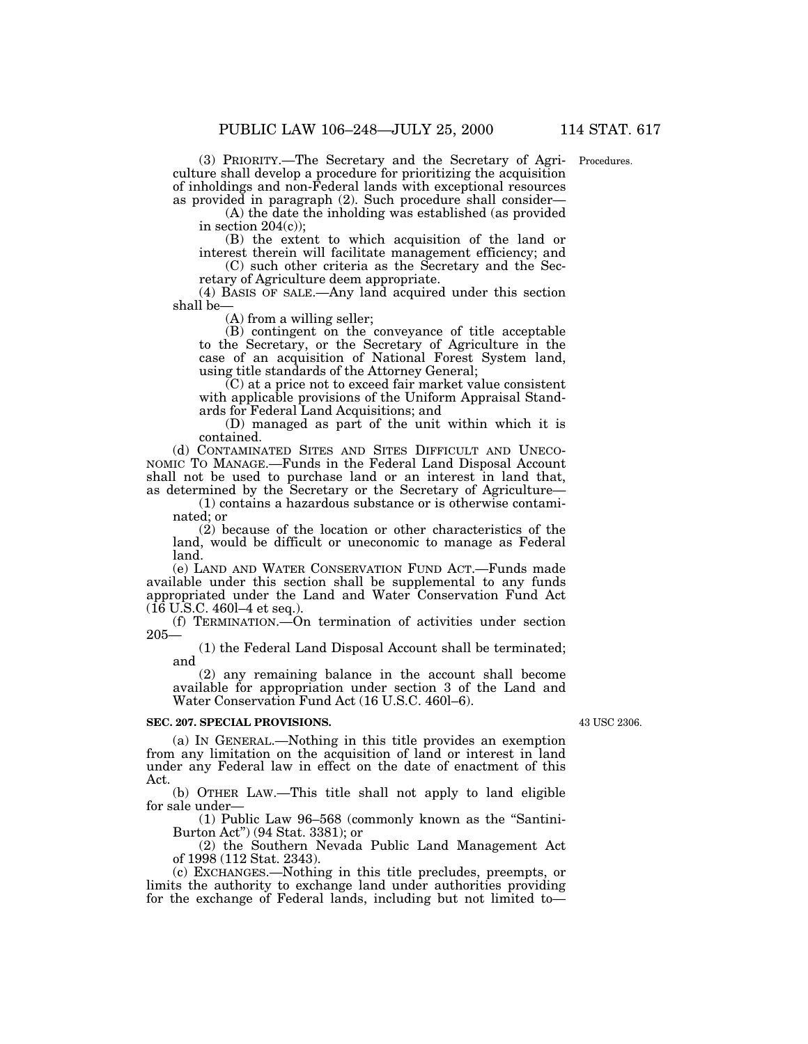(3) PRIORITY.—The Secretary and the Secretary of Agriculture shall develop a procedure for prioritizing the acquisition of inholdings and non-Federal lands with exceptional resources as provided in paragraph (2). Such procedure shall consider—

Procedures.

(A) the date the inholding was established (as provided in section 204(c));

(B) the extent to which acquisition of the land or interest therein will facilitate management efficiency; and

(C) such other criteria as the Secretary and the Secretary of Agriculture deem appropriate.

(4) BASIS OF SALE.—Any land acquired under this section shall be—

(A) from a willing seller;

(B) contingent on the conveyance of title acceptable to the Secretary, or the Secretary of Agriculture in the case of an acquisition of National Forest System land, using title standards of the Attorney General;

(C) at a price not to exceed fair market value consistent with applicable provisions of the Uniform Appraisal Standards for Federal Land Acquisitions; and

(D) managed as part of the unit within which it is contained.

(d) CONTAMINATED SITES AND SITES DIFFICULT AND UNECONOMIC TO MANAGE.—Funds in the Federal Land Disposal Account shall not be used to purchase land or an interest in land that, as determined by the Secretary or the Secretary of Agriculture—

(1) contains a hazardous substance or is otherwise contaminated; or

(2) because of the location or other characteristics of the land, would be difficult or uneconomic to manage as Federal land.

(e) LAND AND WATER CONSERVATION FUND ACT.—Funds made available under this section shall be supplemental to any funds appropriated under the Land and Water Conservation Fund Act (16 U.S.C. 460l–4 et seq.).

(f) TERMINATION.—On termination of activities under section 205—

(1) the Federal Land Disposal Account shall be terminated; and

(2) any remaining balance in the account shall become available for appropriation under section 3 of the Land and Water Conservation Fund Act (16 U.S.C. 460l–6).

**SEC. 207. SPECIAL PROVISIONS.**

43 USC 2306.

(a) IN GENERAL.—Nothing in this title provides an exemption from any limitation on the acquisition of land or interest in land under any Federal law in effect on the date of enactment of this Act.

(b) OTHER LAW.—This title shall not apply to land eligible for sale under—

(1) Public Law 96–568 (commonly known as the "Santini-Burton Act") (94 Stat. 3381); or

(2) the Southern Nevada Public Land Management Act of 1998 (112 Stat. 2343).

(c) EXCHANGES.—Nothing in this title precludes, preempts, or limits the authority to exchange land under authorities providing for the exchange of Federal lands, including but not limited to—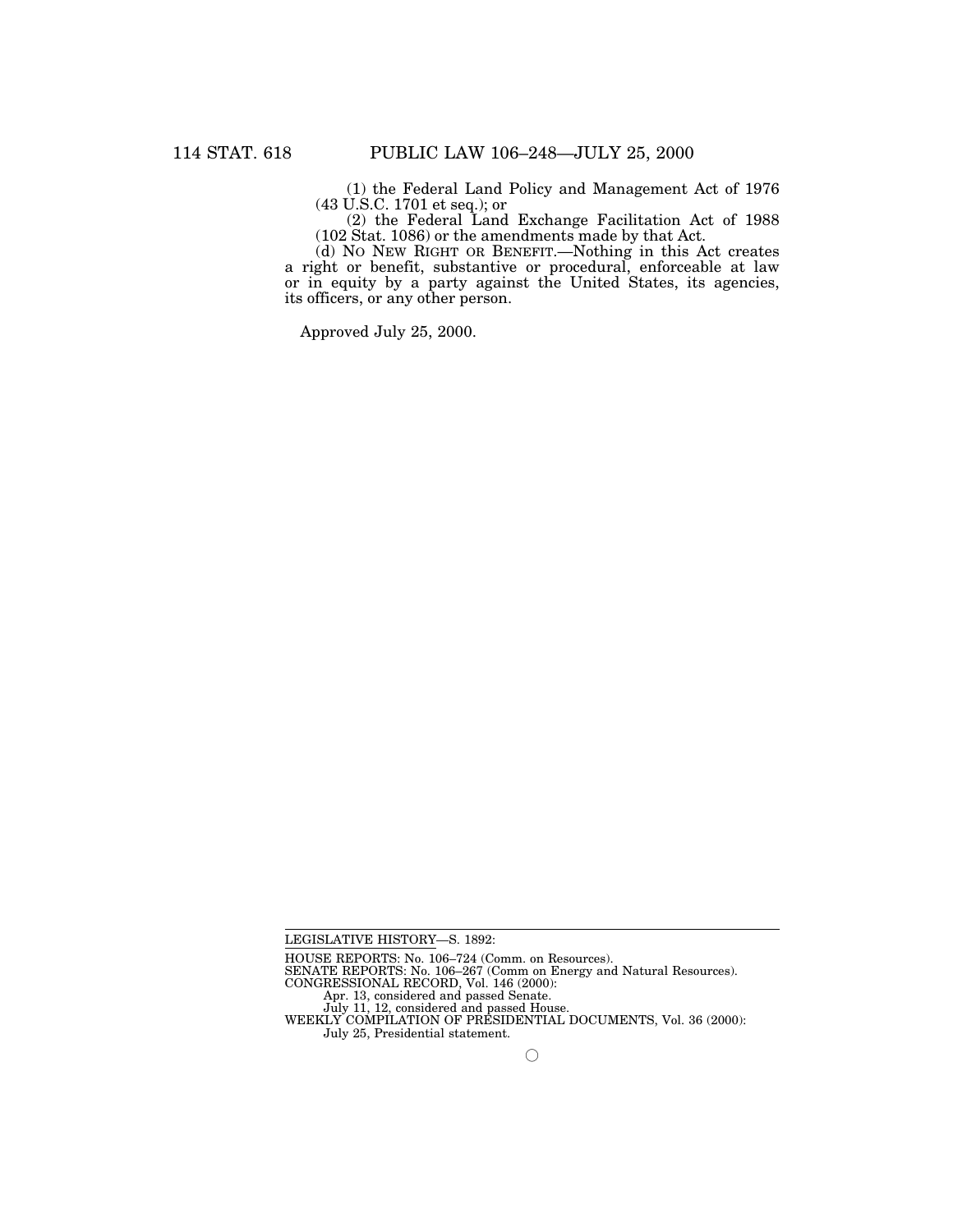(1) the Federal Land Policy and Management Act of 1976 (43 U.S.C. 1701 et seq.); or

(2) the Federal Land Exchange Facilitation Act of 1988 (102 Stat. 1086) or the amendments made by that Act.

(d) NO NEW RIGHT OR BENEFIT.—Nothing in this Act creates a right or benefit, substantive or procedural, enforceable at law or in equity by a party against the United States, its agencies, its officers, or any other person.

Approved July 25, 2000.

---

LEGISLATIVE HISTORY—S. 1892:

HOUSE REPORTS: No. 106–724 (Comm. on Resources).
SENATE REPORTS: No. 106–267 (Comm on Energy and Natural Resources).
CONGRESSIONAL RECORD, Vol. 146 (2000):
Apr. 13, considered and passed Senate.
July 11, 12, considered and passed House.
WEEKLY COMPILATION OF PRESIDENTIAL DOCUMENTS, Vol. 36 (2000):
July 25, Presidential statement.